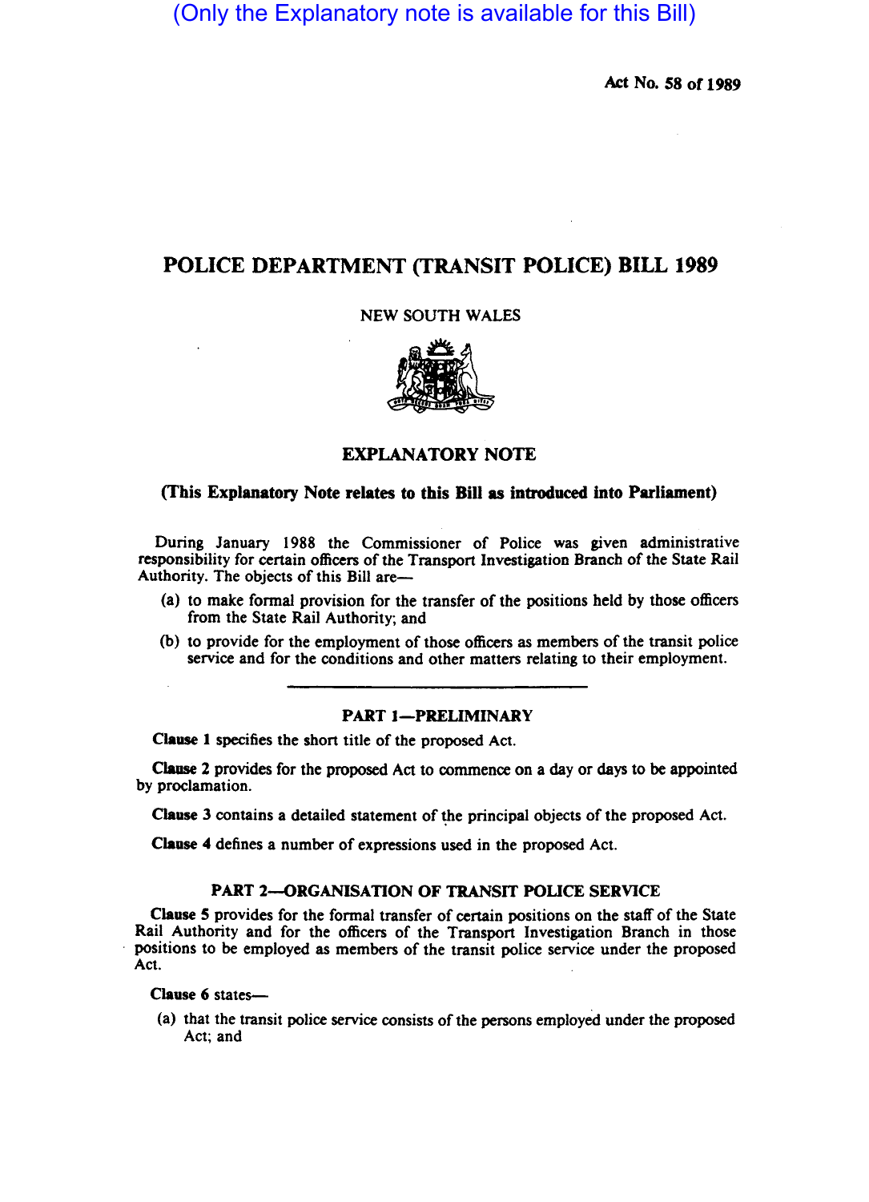(Only the Explanatory note is available for this Bill)

Act No. 58 of 1989

# POLICE DEPARTMENT (TRANSIT POLICE) BILL 1989

NEW SOUTH WALES

## EXPLANATORY NOTE

**(This Explanatory Note relates to this Bill as introduced into Parliament)**

During January 1988 the Commissioner of Police was given administrative responsibility for certain officers of the Transport Investigation Branch of the State Rail Authority. The objects of this Bill are—

(a) to make formal provision for the transfer of the positions held by those officers from the State Rail Authority; and

(b) to provide for the employment of those officers as members of the transit police service and for the conditions and other matters relating to their employment.

### PART 1—PRELIMINARY

**Clause 1** specifies the short title of the proposed Act.

**Clause 2** provides for the proposed Act to commence on a day or days to be appointed by proclamation.

**Clause 3** contains a detailed statement of the principal objects of the proposed Act.

**Clause 4** defines a number of expressions used in the proposed Act.

### PART 2—ORGANISATION OF TRANSIT POLICE SERVICE

**Clause 5** provides for the formal transfer of certain positions on the staff of the State Rail Authority and for the officers of the Transport Investigation Branch in those positions to be employed as members of the transit police service under the proposed Act.

**Clause 6** states—

(a) that the transit police service consists of the persons employed under the proposed Act; and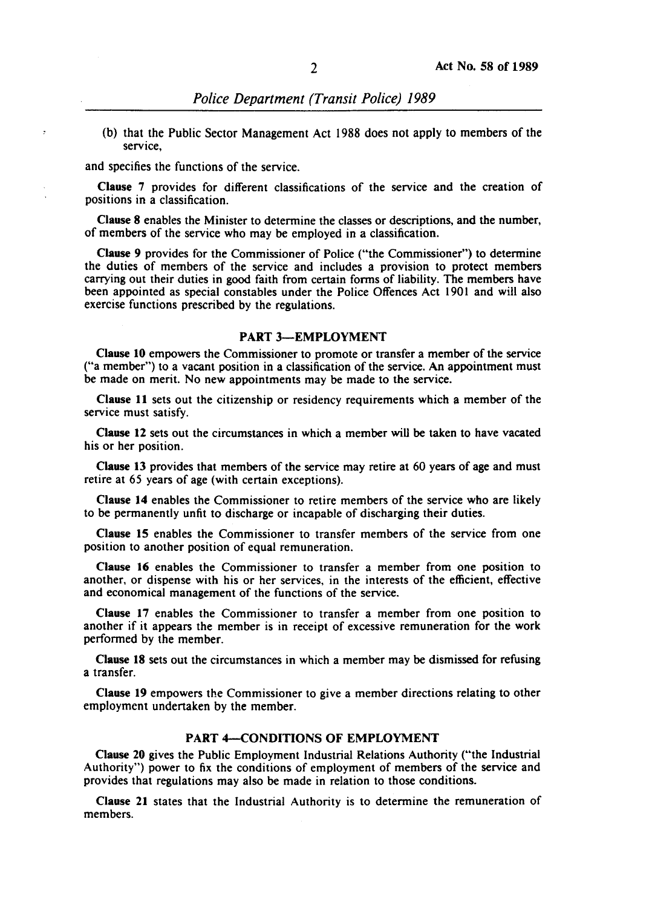(b) that the Public Sector Management Act 1988 does not apply to members of the service,

and specifies the functions of the service.

**Clause 7** provides for different classifications of the service and the creation of positions in a classification.

**Clause 8** enables the Minister to determine the classes or descriptions, and the number, of members of the service who may be employed in a classification.

**Clause 9** provides for the Commissioner of Police ("the Commissioner") to determine the duties of members of the service and includes a provision to protect members carrying out their duties in good faith from certain forms of liability. The members have been appointed as special constables under the Police Offences Act 1901 and will also exercise functions prescribed by the regulations.

## PART 3—EMPLOYMENT

**Clause 10** empowers the Commissioner to promote or transfer a member of the service ("a member") to a vacant position in a classification of the service. An appointment must be made on merit. No new appointments may be made to the service.

**Clause 11** sets out the citizenship or residency requirements which a member of the service must satisfy.

**Clause 12** sets out the circumstances in which a member will be taken to have vacated his or her position.

**Clause 13** provides that members of the service may retire at 60 years of age and must retire at 65 years of age (with certain exceptions).

**Clause 14** enables the Commissioner to retire members of the service who are likely to be permanently unfit to discharge or incapable of discharging their duties.

**Clause 15** enables the Commissioner to transfer members of the service from one position to another position of equal remuneration.

**Clause 16** enables the Commissioner to transfer a member from one position to another, or dispense with his or her services, in the interests of the efficient, effective and economical management of the functions of the service.

**Clause 17** enables the Commissioner to transfer a member from one position to another if it appears the member is in receipt of excessive remuneration for the work performed by the member.

**Clause 18** sets out the circumstances in which a member may be dismissed for refusing a transfer.

**Clause 19** empowers the Commissioner to give a member directions relating to other employment undertaken by the member.

## PART 4—CONDITIONS OF EMPLOYMENT

**Clause 20** gives the Public Employment Industrial Relations Authority ("the Industrial Authority") power to fix the conditions of employment of members of the service and provides that regulations may also be made in relation to those conditions.

**Clause 21** states that the Industrial Authority is to determine the remuneration of members.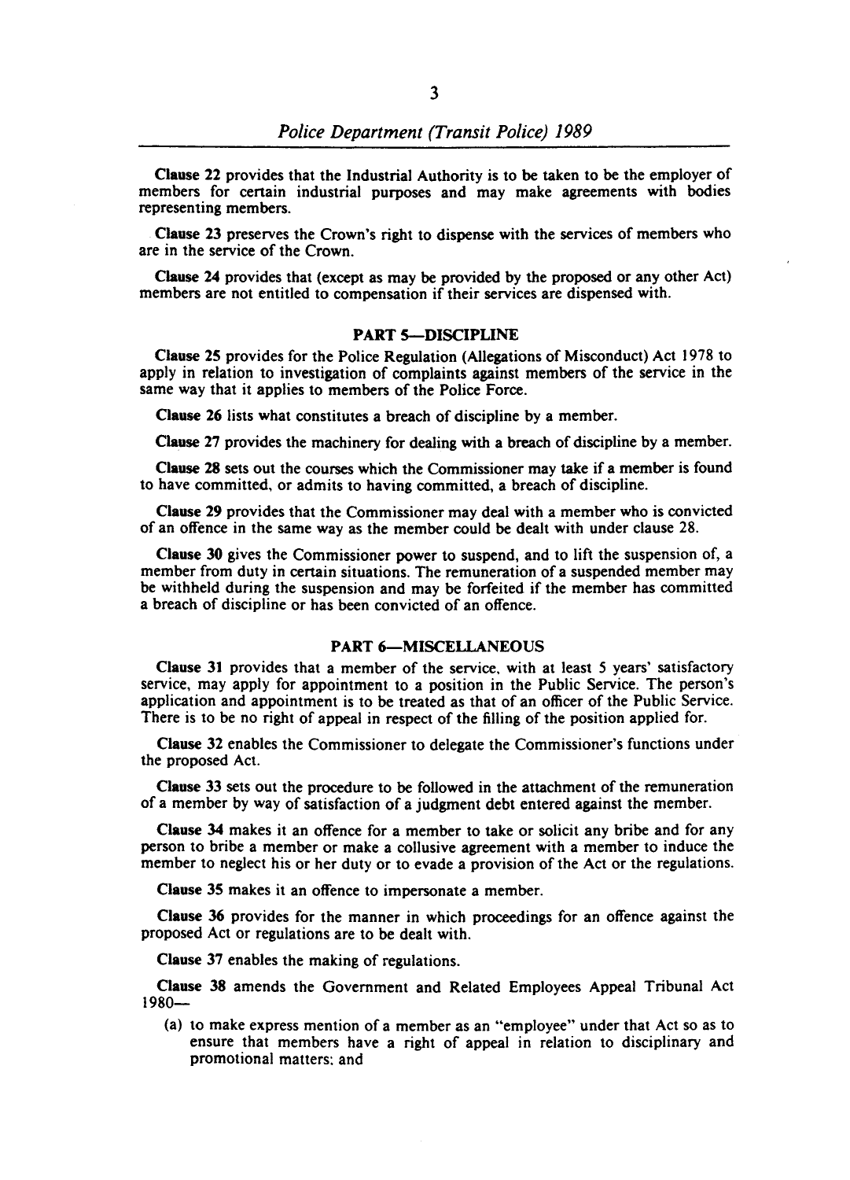**Clause 22** provides that the Industrial Authority is to be taken to be the employer of members for certain industrial purposes and may make agreements with bodies representing members.

**Clause 23** preserves the Crown's right to dispense with the services of members who are in the service of the Crown.

**Clause 24** provides that (except as may be provided by the proposed or any other Act) members are not entitled to compensation if their services are dispensed with.

## PART 5—DISCIPLINE

**Clause 25** provides for the Police Regulation (Allegations of Misconduct) Act 1978 to apply in relation to investigation of complaints against members of the service in the same way that it applies to members of the Police Force.

**Clause 26** lists what constitutes a breach of discipline by a member.

**Clause 27** provides the machinery for dealing with a breach of discipline by a member.

**Clause 28** sets out the courses which the Commissioner may take if a member is found to have committed, or admits to having committed, a breach of discipline.

**Clause 29** provides that the Commissioner may deal with a member who is convicted of an offence in the same way as the member could be dealt with under clause 28.

**Clause 30** gives the Commissioner power to suspend, and to lift the suspension of, a member from duty in certain situations. The remuneration of a suspended member may be withheld during the suspension and may be forfeited if the member has committed a breach of discipline or has been convicted of an offence.

## PART 6—MISCELLANEOUS

**Clause 31** provides that a member of the service, with at least 5 years' satisfactory service, may apply for appointment to a position in the Public Service. The person's application and appointment is to be treated as that of an officer of the Public Service. There is to be no right of appeal in respect of the filling of the position applied for.

**Clause 32** enables the Commissioner to delegate the Commissioner's functions under the proposed Act.

**Clause 33** sets out the procedure to be followed in the attachment of the remuneration of a member by way of satisfaction of a judgment debt entered against the member.

**Clause 34** makes it an offence for a member to take or solicit any bribe and for any person to bribe a member or make a collusive agreement with a member to induce the member to neglect his or her duty or to evade a provision of the Act or the regulations.

**Clause 35** makes it an offence to impersonate a member.

**Clause 36** provides for the manner in which proceedings for an offence against the proposed Act or regulations are to be dealt with.

**Clause 37** enables the making of regulations.

**Clause 38** amends the Government and Related Employees Appeal Tribunal Act 1980—

(a) to make express mention of a member as an "employee" under that Act so as to ensure that members have a right of appeal in relation to disciplinary and promotional matters; and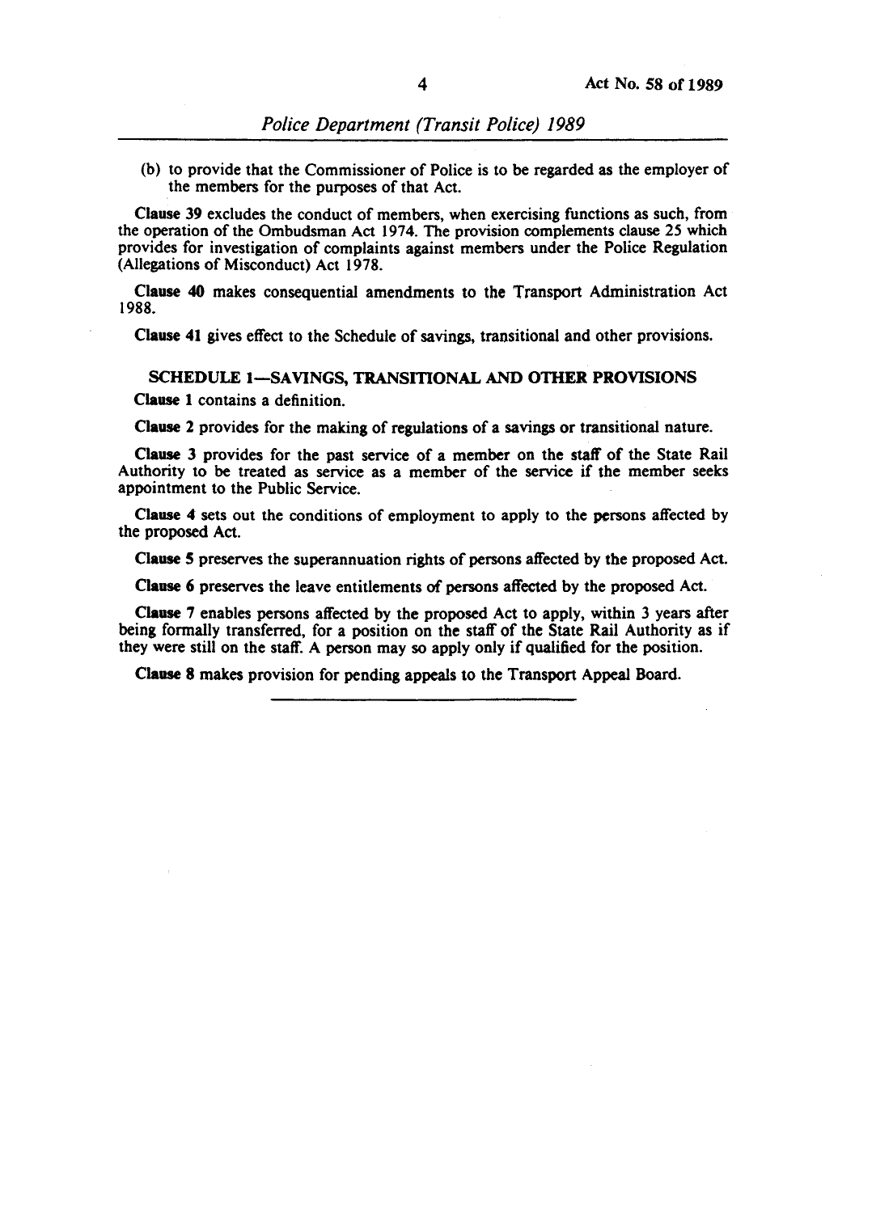(b) to provide that the Commissioner of Police is to be regarded as the employer of the members for the purposes of that Act.

**Clause 39** excludes the conduct of members, when exercising functions as such, from the operation of the Ombudsman Act 1974. The provision complements clause 25 which provides for investigation of complaints against members under the Police Regulation (Allegations of Misconduct) Act 1978.

**Clause 40** makes consequential amendments to the Transport Administration Act 1988.

**Clause 41** gives effect to the Schedule of savings, transitional and other provisions.

## SCHEDULE 1—SAVINGS, TRANSITIONAL AND OTHER PROVISIONS

**Clause 1** contains a definition.

**Clause 2** provides for the making of regulations of a savings or transitional nature.

**Clause 3** provides for the past service of a member on the staff of the State Rail Authority to be treated as service as a member of the service if the member seeks appointment to the Public Service.

**Clause 4** sets out the conditions of employment to apply to the persons affected by the proposed Act.

**Clause 5** preserves the superannuation rights of persons affected by the proposed Act.

**Clause 6** preserves the leave entitlements of persons affected by the proposed Act.

**Clause 7** enables persons affected by the proposed Act to apply, within 3 years after being formally transferred, for a position on the staff of the State Rail Authority as if they were still on the staff. A person may so apply only if qualified for the position.

**Clause 8** makes provision for pending appeals to the Transport Appeal Board.